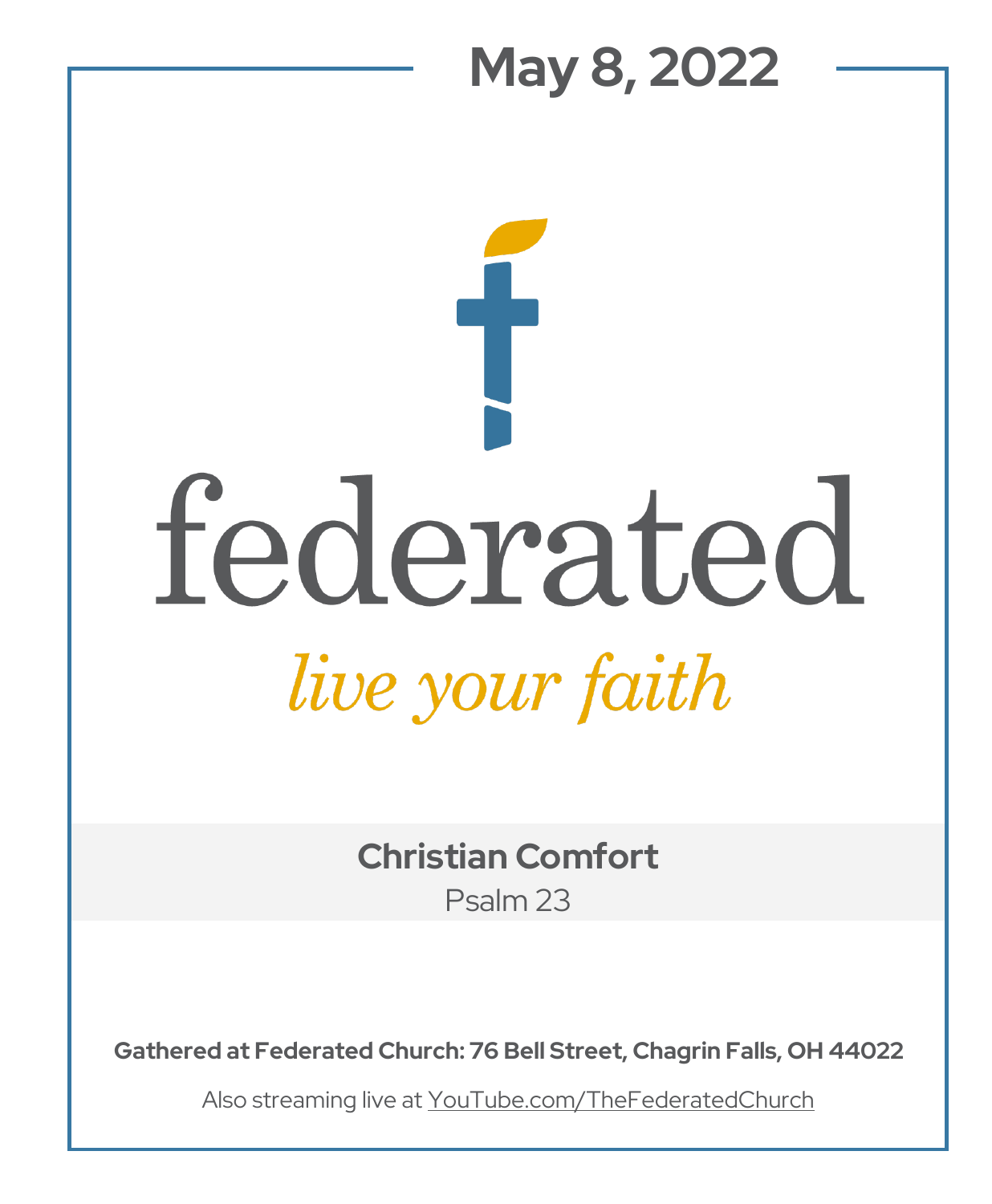# May 8, 2022

# federated

*live your faith*

## Christian Comfort

Psalm 23

**Gathered at Federated Church: 76 Bell Street, Chagrin Falls, OH 44022**

Also streaming live at YouTube.com/TheFederatedChurch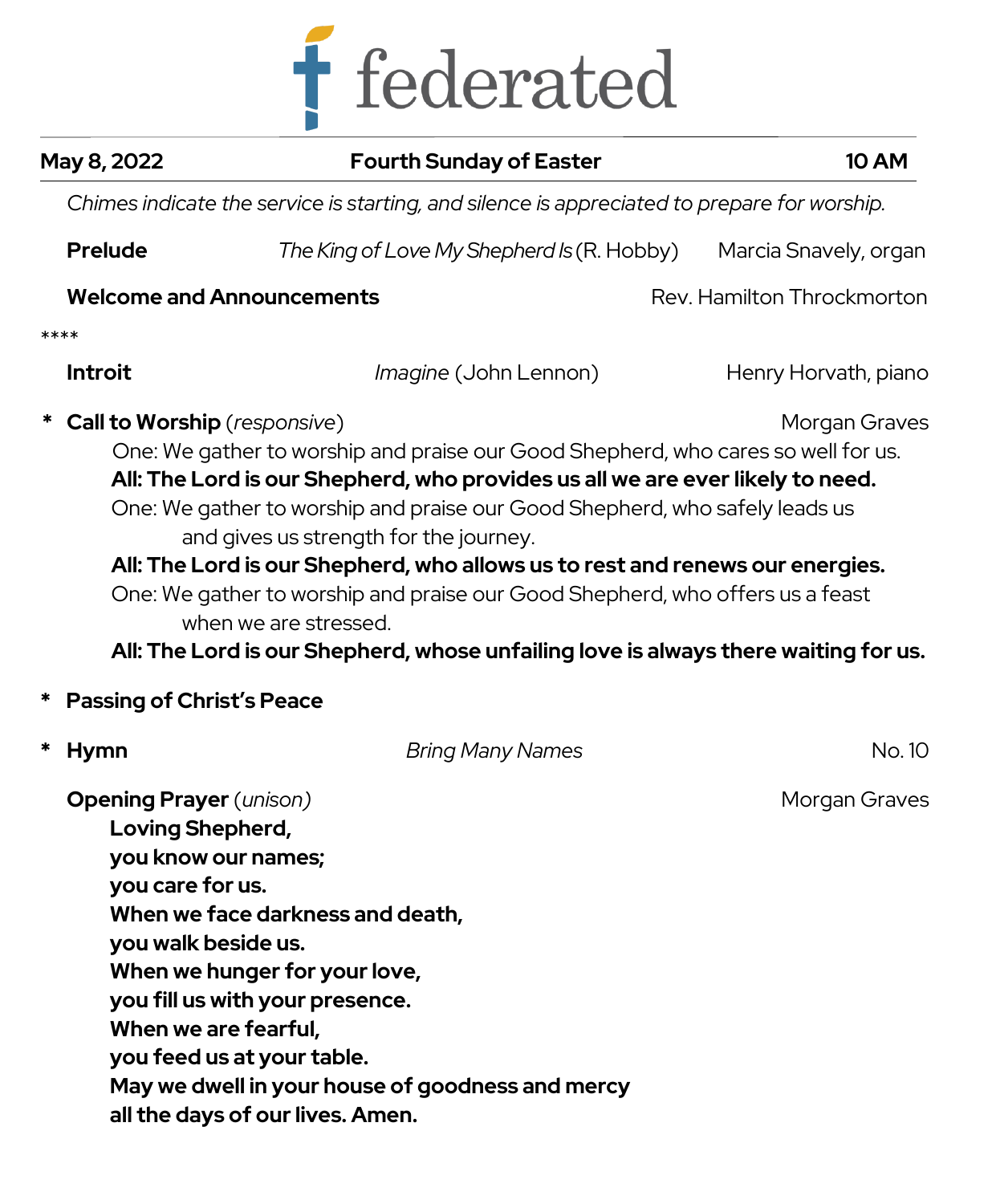# federated

**May 8, 2022** | **Fourth Sunday of Easter** | **10 AM**

*Chimes indicate the service is starting, and silence is appreciated to prepare for worship.*

**Prelude** *The King of Love My Shepherd Is* (R. Hobby) Marcia Snavely, organ

**Welcome and Announcements** Rev. Hamilton Throckmorton

****

**Introit** *Imagine* (John Lennon) Henry Horvath, piano

\* **Call to Worship** (*responsive*) Morgan Graves

One: We gather to worship and praise our Good Shepherd, who cares so well for us.
**All: The Lord is our Shepherd, who provides us all we are ever likely to need.**
One: We gather to worship and praise our Good Shepherd, who safely leads us and gives us strength for the journey.
**All: The Lord is our Shepherd, who allows us to rest and renews our energies.**
One: We gather to worship and praise our Good Shepherd, who offers us a feast when we are stressed.
**All: The Lord is our Shepherd, whose unfailing love is always there waiting for us.**

\* **Passing of Christ's Peace**

\* **Hymn** *Bring Many Names* No. 10

**Opening Prayer** (*unison*) Morgan Graves

**Loving Shepherd,**
**you know our names;**
**you care for us.**
**When we face darkness and death,**
**you walk beside us.**
**When we hunger for your love,**
**you fill us with your presence.**
**When we are fearful,**
**you feed us at your table.**
**May we dwell in your house of goodness and mercy**
**all the days of our lives. Amen.**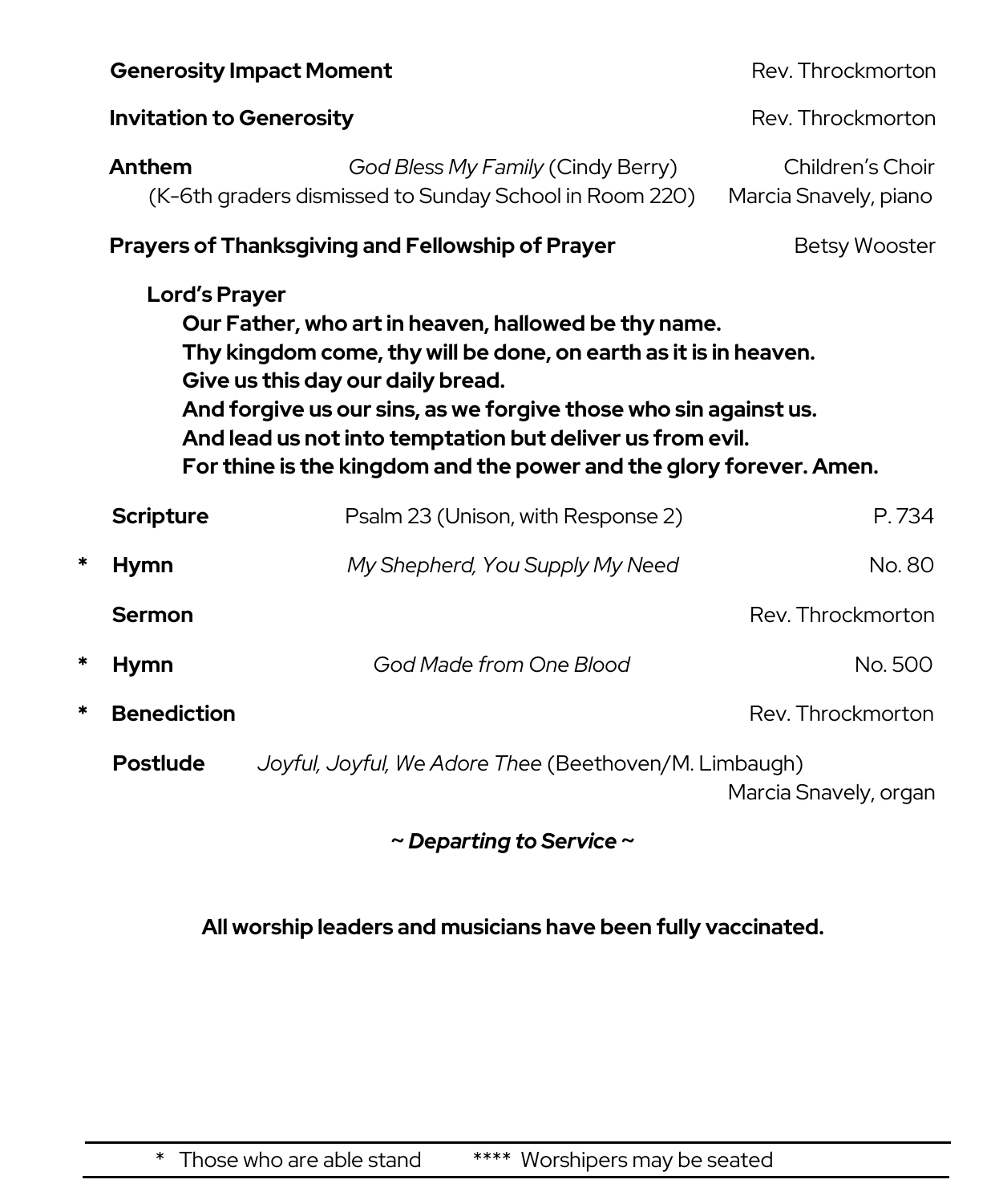**Generosity Impact Moment** Rev. Throckmorton

**Invitation to Generosity** Rev. Throckmorton

**Anthem** *God Bless My Family* (Cindy Berry) Children's Choir
(K-6th graders dismissed to Sunday School in Room 220) Marcia Snavely, piano

**Prayers of Thanksgiving and Fellowship of Prayer** Betsy Wooster

**Lord's Prayer**

**Our Father, who art in heaven, hallowed be thy name.**
**Thy kingdom come, thy will be done, on earth as it is in heaven.**
**Give us this day our daily bread.**
**And forgive us our sins, as we forgive those who sin against us.**
**And lead us not into temptation but deliver us from evil.**
**For thine is the kingdom and the power and the glory forever. Amen.**

**Scripture** Psalm 23 (Unison, with Response 2) P. 734

\* **Hymn** *My Shepherd, You Supply My Need* No. 80

**Sermon** Rev. Throckmorton

\* **Hymn** *God Made from One Blood* No. 500

\* **Benediction** Rev. Throckmorton

**Postlude** *Joyful, Joyful, We Adore Thee* (Beethoven/M. Limbaugh)
Marcia Snavely, organ

***~ Departing to Service ~***

**All worship leaders and musicians have been fully vaccinated.**

---

\* Those who are able stand **** Worshipers may be seated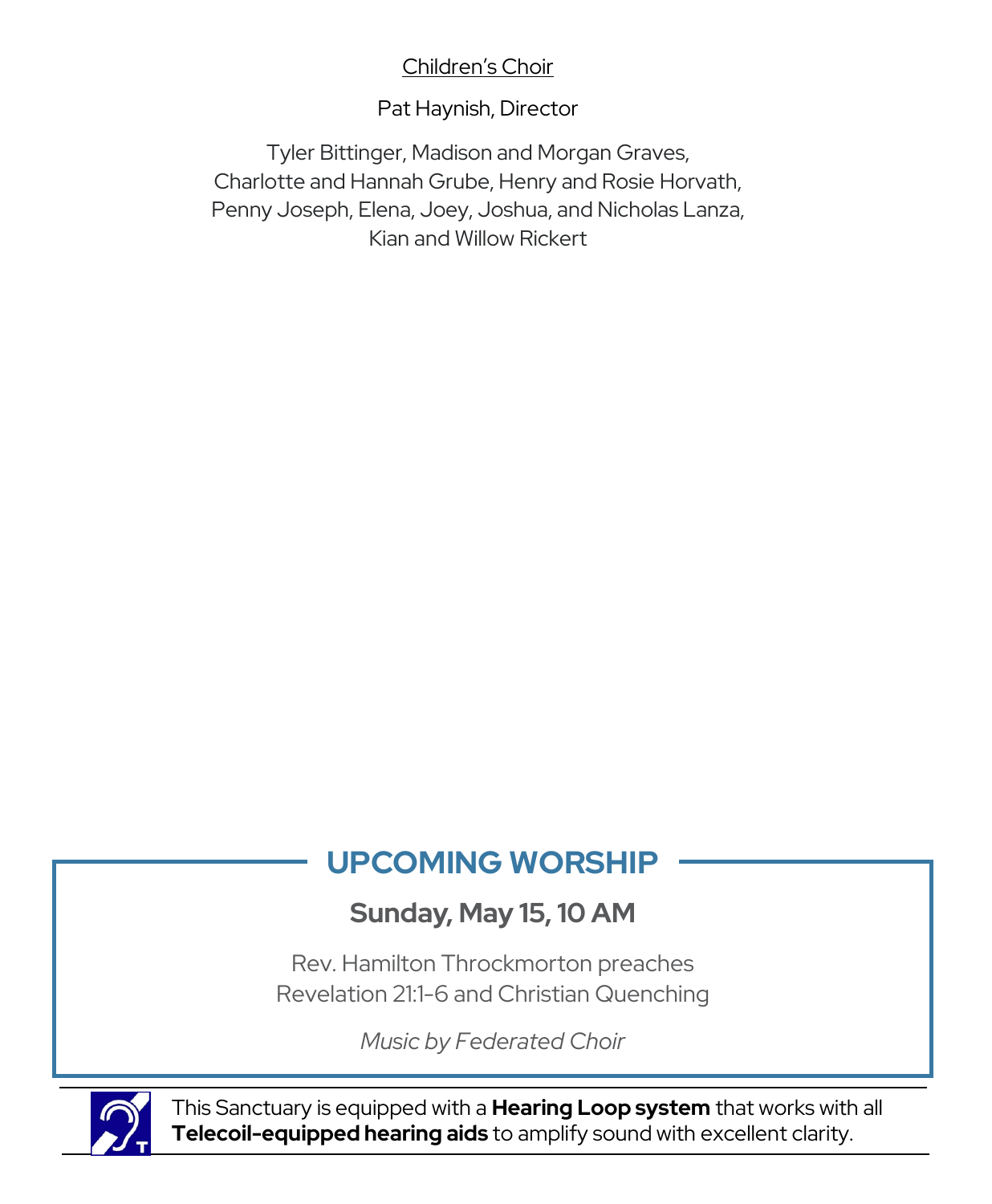Children's Choir

Pat Haynish, Director

Tyler Bittinger, Madison and Morgan Graves,
Charlotte and Hannah Grube, Henry and Rosie Horvath,
Penny Joseph, Elena, Joey, Joshua, and Nicholas Lanza,
Kian and Willow Rickert

## UPCOMING WORSHIP

**Sunday, May 15, 10 AM**

Rev. Hamilton Throckmorton preaches
Revelation 21:1-6 and Christian Quenching

*Music by Federated Choir*

This Sanctuary is equipped with a **Hearing Loop system** that works with all **Telecoil-equipped hearing aids** to amplify sound with excellent clarity.